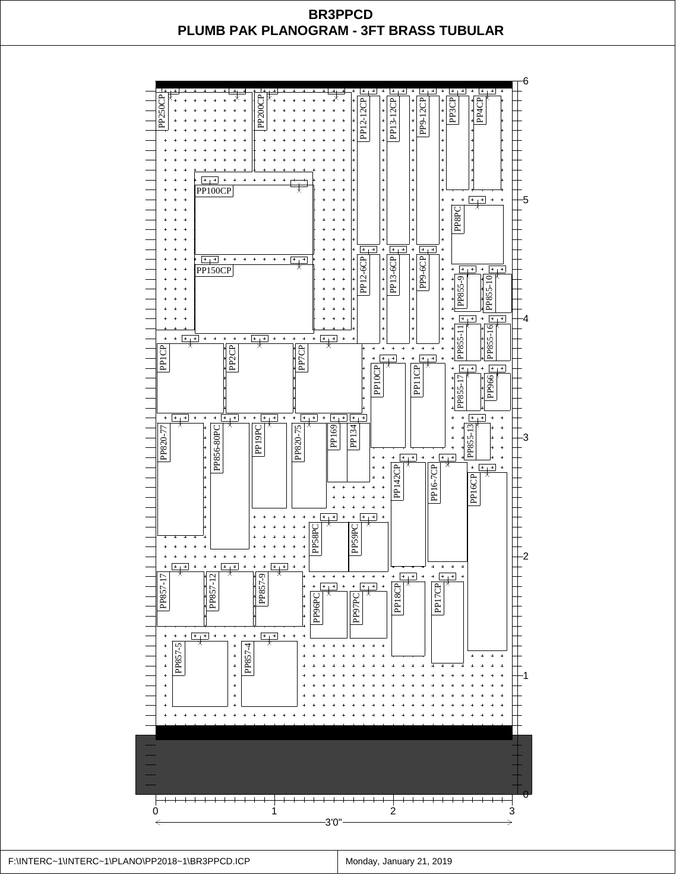# BR3PPCD

## PLUMB PAK PLANOGRAM - 3FT BRASS TUBULAR

PP250CP
PP200CP
PP12-12CP
PP13-12CP
PP9-12CP
PP3CP
PP4CP
PP100CP
PP8PC
PP150CP
PP12-6CP
PP13-6CP
PP9-6CP
PP855-9
PP855-10
PP855-11
PP855-16
PP1CP
PP2CP
PP7CP
PP10CP
PP11CP
PP855-17
PP966
PP820-77
PP856-80PC
PP19PC
PP820-75
PP169
PP134
PP855-13
PP142CP
PP16-7CP
PP16CP
PP58PC
PP59PC
PP857-17
PP857-12
PP857-9
PP96PC
PP97PC
PP18CP
PP17CP
PP857-5
PP857-4

0 1 2 3

3'0"

F:\INTERC~1\INTERC~1\PLANO\PP2018~1\BR3PPCD.ICP

Monday, January 21, 2019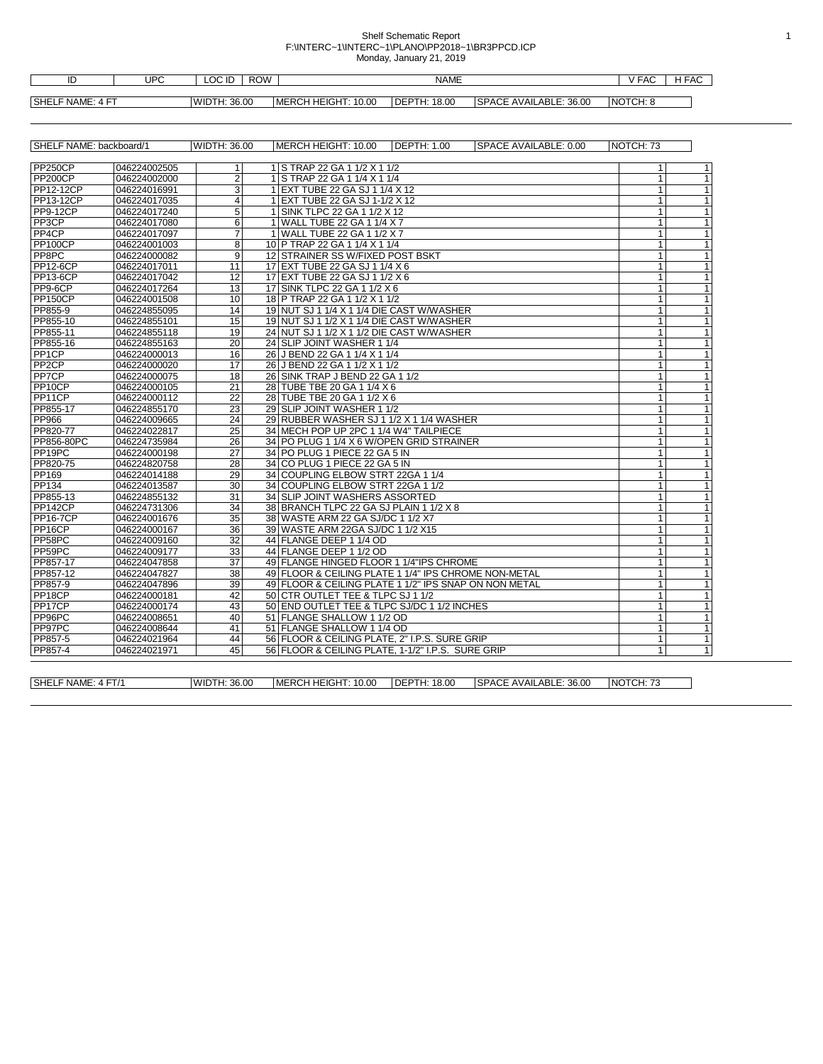# Shelf Schematic Report

F:\INTERC~1\INTERC~1\PLANO\PP2018~1\BR3PPCD.ICP

Monday, January 21, 2019

| ID | UPC | LOC ID | ROW | NAME | V FAC | H FAC |
|---|---|---|---|---|---|---|

| SHELF NAME: 4 FT | WIDTH: 36.00 | MERCH HEIGHT: 10.00 | DEPTH: 18.00 | SPACE AVAILABLE: 36.00 | NOTCH: 8 |
|---|---|---|---|---|---|

| SHELF NAME: backboard/1 | WIDTH: 36.00 | MERCH HEIGHT: 10.00 | DEPTH: 1.00 | SPACE AVAILABLE: 0.00 | NOTCH: 73 |
|---|---|---|---|---|---|

| ID | UPC | LOC ID | ROW | NAME | V FAC | H FAC |
|---|---|---|---|---|---|---|
| PP250CP | 046224002505 | 1 | 1 | S TRAP 22 GA 1 1/2 X 1 1/2 | 1 | 1 |
| PP200CP | 046224002000 | 2 | 1 | S TRAP 22 GA 1 1/4 X 1 1/4 | 1 | 1 |
| PP12-12CP | 046224016991 | 3 | 1 | EXT TUBE 22 GA SJ 1 1/4 X 12 | 1 | 1 |
| PP13-12CP | 046224017035 | 4 | 1 | EXT TUBE 22 GA SJ 1-1/2 X 12 | 1 | 1 |
| PP9-12CP | 046224017240 | 5 | 1 | SINK TLPC 22 GA 1 1/2 X 12 | 1 | 1 |
| PP3CP | 046224017080 | 6 | 1 | WALL TUBE 22 GA 1 1/4 X 7 | 1 | 1 |
| PP4CP | 046224017097 | 7 | 1 | WALL TUBE 22 GA 1 1/2 X 7 | 1 | 1 |
| PP100CP | 046224001003 | 8 | 10 | P TRAP 22 GA 1 1/4 X 1 1/4 | 1 | 1 |
| PP8PC | 046224000082 | 9 | 12 | STRAINER SS W/FIXED POST BSKT | 1 | 1 |
| PP12-6CP | 046224017011 | 11 | 17 | EXT TUBE 22 GA SJ 1 1/4 X 6 | 1 | 1 |
| PP13-6CP | 046224017042 | 12 | 17 | EXT TUBE 22 GA SJ 1 1/2 X 6 | 1 | 1 |
| PP9-6CP | 046224017264 | 13 | 17 | SINK TLPC 22 GA 1 1/2 X 6 | 1 | 1 |
| PP150CP | 046224001508 | 10 | 18 | P TRAP 22 GA 1 1/2 X 1 1/2 | 1 | 1 |
| PP855-9 | 046224855095 | 14 | 19 | NUT SJ 1 1/4 X 1 1/4 DIE CAST W/WASHER | 1 | 1 |
| PP855-10 | 046224855101 | 15 | 19 | NUT SJ 1 1/2 X 1 1/4 DIE CAST W/WASHER | 1 | 1 |
| PP855-11 | 046224855118 | 19 | 24 | NUT SJ 1 1/2 X 1 1/2 DIE CAST W/WASHER | 1 | 1 |
| PP855-16 | 046224855163 | 20 | 24 | SLIP JOINT WASHER 1 1/4 | 1 | 1 |
| PP1CP | 046224000013 | 16 | 26 | J BEND 22 GA 1 1/4 X 1 1/4 | 1 | 1 |
| PP2CP | 046224000020 | 17 | 26 | J BEND 22 GA 1 1/2 X 1 1/2 | 1 | 1 |
| PP7CP | 046224000075 | 18 | 26 | SINK TRAP J BEND 22 GA 1 1/2 | 1 | 1 |
| PP10CP | 046224000105 | 21 | 28 | TUBE TBE 20 GA 1 1/4 X 6 | 1 | 1 |
| PP11CP | 046224000112 | 22 | 28 | TUBE TBE 20 GA 1 1/2 X 6 | 1 | 1 |
| PP855-17 | 046224855170 | 23 | 29 | SLIP JOINT WASHER 1 1/2 | 1 | 1 |
| PP966 | 046224009665 | 24 | 29 | RUBBER WASHER SJ 1 1/2 X 1 1/4 WASHER | 1 | 1 |
| PP820-77 | 046224022817 | 25 | 34 | MECH POP UP 2PC 1 1/4 W4" TAILPIECE | 1 | 1 |
| PP856-80PC | 046224735984 | 26 | 34 | PO PLUG 1 1/4 X 6 W/OPEN GRID STRAINER | 1 | 1 |
| PP19PC | 046224000198 | 27 | 34 | PO PLUG 1 PIECE 22 GA 5 IN | 1 | 1 |
| PP820-75 | 046224820758 | 28 | 34 | CO PLUG 1 PIECE 22 GA 5 IN | 1 | 1 |
| PP169 | 046224014188 | 29 | 34 | COUPLING ELBOW STRT 22GA 1 1/4 | 1 | 1 |
| PP134 | 046224013587 | 30 | 34 | COUPLING ELBOW STRT 22GA 1 1/2 | 1 | 1 |
| PP855-13 | 046224855132 | 31 | 34 | SLIP JOINT WASHERS ASSORTED | 1 | 1 |
| PP142CP | 046224731306 | 34 | 38 | BRANCH TLPC 22 GA SJ PLAIN 1 1/2 X 8 | 1 | 1 |
| PP16-7CP | 046224001676 | 35 | 38 | WASTE ARM 22 GA SJ/DC 1 1/2 X7 | 1 | 1 |
| PP16CP | 046224000167 | 36 | 39 | WASTE ARM 22GA SJ/DC 1 1/2 X15 | 1 | 1 |
| PP58PC | 046224009160 | 32 | 44 | FLANGE DEEP 1 1/4 OD | 1 | 1 |
| PP59PC | 046224009177 | 33 | 44 | FLANGE DEEP 1 1/2 OD | 1 | 1 |
| PP857-17 | 046224047858 | 37 | 49 | FLANGE HINGED FLOOR 1 1/4"IPS CHROME | 1 | 1 |
| PP857-12 | 046224047827 | 38 | 49 | FLOOR & CEILING PLATE 1 1/4" IPS CHROME NON-METAL | 1 | 1 |
| PP857-9 | 046224047896 | 39 | 49 | FLOOR & CEILING PLATE 1 1/2" IPS SNAP ON NON METAL | 1 | 1 |
| PP18CP | 046224000181 | 42 | 50 | CTR OUTLET TEE & TLPC SJ 1 1/2 | 1 | 1 |
| PP17CP | 046224000174 | 43 | 50 | END OUTLET TEE & TLPC SJ/DC 1 1/2 INCHES | 1 | 1 |
| PP96PC | 046224008651 | 40 | 51 | FLANGE SHALLOW 1 1/2 OD | 1 | 1 |
| PP97PC | 046224008644 | 41 | 51 | FLANGE SHALLOW 1 1/4 OD | 1 | 1 |
| PP857-5 | 046224021964 | 44 | 56 | FLOOR & CEILING PLATE, 2" I.P.S. SURE GRIP | 1 | 1 |
| PP857-4 | 046224021971 | 45 | 56 | FLOOR & CEILING PLATE, 1-1/2" I.P.S. SURE GRIP | 1 | 1 |

| SHELF NAME: 4 FT/1 | WIDTH: 36.00 | MERCH HEIGHT: 10.00 | DEPTH: 18.00 | SPACE AVAILABLE: 36.00 | NOTCH: 73 |
|---|---|---|---|---|---|